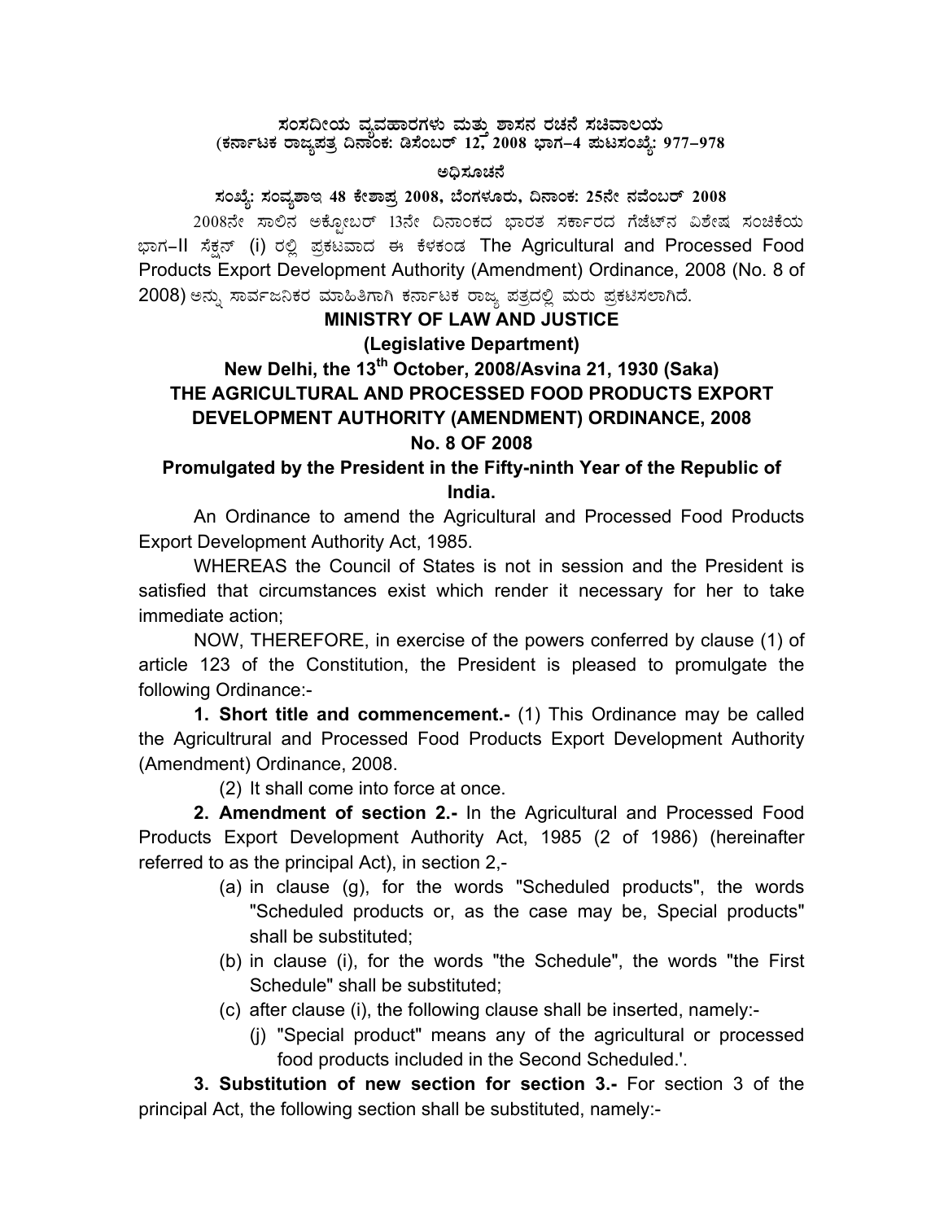**ಸಂಸದೀಯ ವ್ಯವಹಾರಗಳು ಮತ್ತು ಶಾಸನ ರಚನೆ ಸಚಿವಾಲಯ**
**(ಕರ್ನಾಟಕ ರಾಜ್ಯಪತ್ರ ದಿನಾಂಕ: ಡಿಸೆಂಬರ್ 12, 2008 ಭಾಗ–4 ಪುಟಸಂಖ್ಯೆ: 977–978**

**ಅಧಿಸೂಚನೆ**

**ಸಂಖ್ಯೆ: ಸಂವ್ಯಶಾಇ 48 ಕೇಶಾಪ್ರ 2008, ಬೆಂಗಳೂರು, ದಿನಾಂಕ: 25ನೇ ನವೆಂಬರ್ 2008**

2008ನೇ ಸಾಲಿನ ಅಕ್ಟೋಬರ್ 13ನೇ ದಿನಾಂಕದ ಭಾರತ ಸರ್ಕಾರದ ಗೆಜೆಟ್‌ನ ವಿಶೇಷ ಸಂಚಿಕೆಯ ಭಾಗ–II ಸೆಕ್ಷನ್ (i) ರಲ್ಲಿ ಪ್ರಕಟವಾದ ಈ ಕೆಳಕಂಡ The Agricultural and Processed Food Products Export Development Authority (Amendment) Ordinance, 2008 (No. 8 of 2008) ಅನ್ನು ಸಾರ್ವಜನಿಕರ ಮಾಹಿತಿಗಾಗಿ ಕರ್ನಾಟಕ ರಾಜ್ಯ ಪತ್ರದಲ್ಲಿ ಮರು ಪ್ರಕಟಿಸಲಾಗಿದೆ.

**MINISTRY OF LAW AND JUSTICE**
**(Legislative Department)**

**New Delhi, the 13th October, 2008/Asvina 21, 1930 (Saka)**

**THE AGRICULTURAL AND PROCESSED FOOD PRODUCTS EXPORT DEVELOPMENT AUTHORITY (AMENDMENT) ORDINANCE, 2008**

**No. 8 OF 2008**

**Promulgated by the President in the Fifty-ninth Year of the Republic of India.**

An Ordinance to amend the Agricultural and Processed Food Products Export Development Authority Act, 1985.

WHEREAS the Council of States is not in session and the President is satisfied that circumstances exist which render it necessary for her to take immediate action;

NOW, THEREFORE, in exercise of the powers conferred by clause (1) of article 123 of the Constitution, the President is pleased to promulgate the following Ordinance:-

**1. Short title and commencement.-** (1) This Ordinance may be called the Agricultrural and Processed Food Products Export Development Authority (Amendment) Ordinance, 2008.

(2) It shall come into force at once.

**2. Amendment of section 2.-** In the Agricultural and Processed Food Products Export Development Authority Act, 1985 (2 of 1986) (hereinafter referred to as the principal Act), in section 2,-

(a) in clause (g), for the words "Scheduled products", the words "Scheduled products or, as the case may be, Special products" shall be substituted;

(b) in clause (i), for the words "the Schedule", the words "the First Schedule" shall be substituted;

(c) after clause (i), the following clause shall be inserted, namely:-

(j) "Special product" means any of the agricultural or processed food products included in the Second Scheduled.'.

**3. Substitution of new section for section 3.-** For section 3 of the principal Act, the following section shall be substituted, namely:-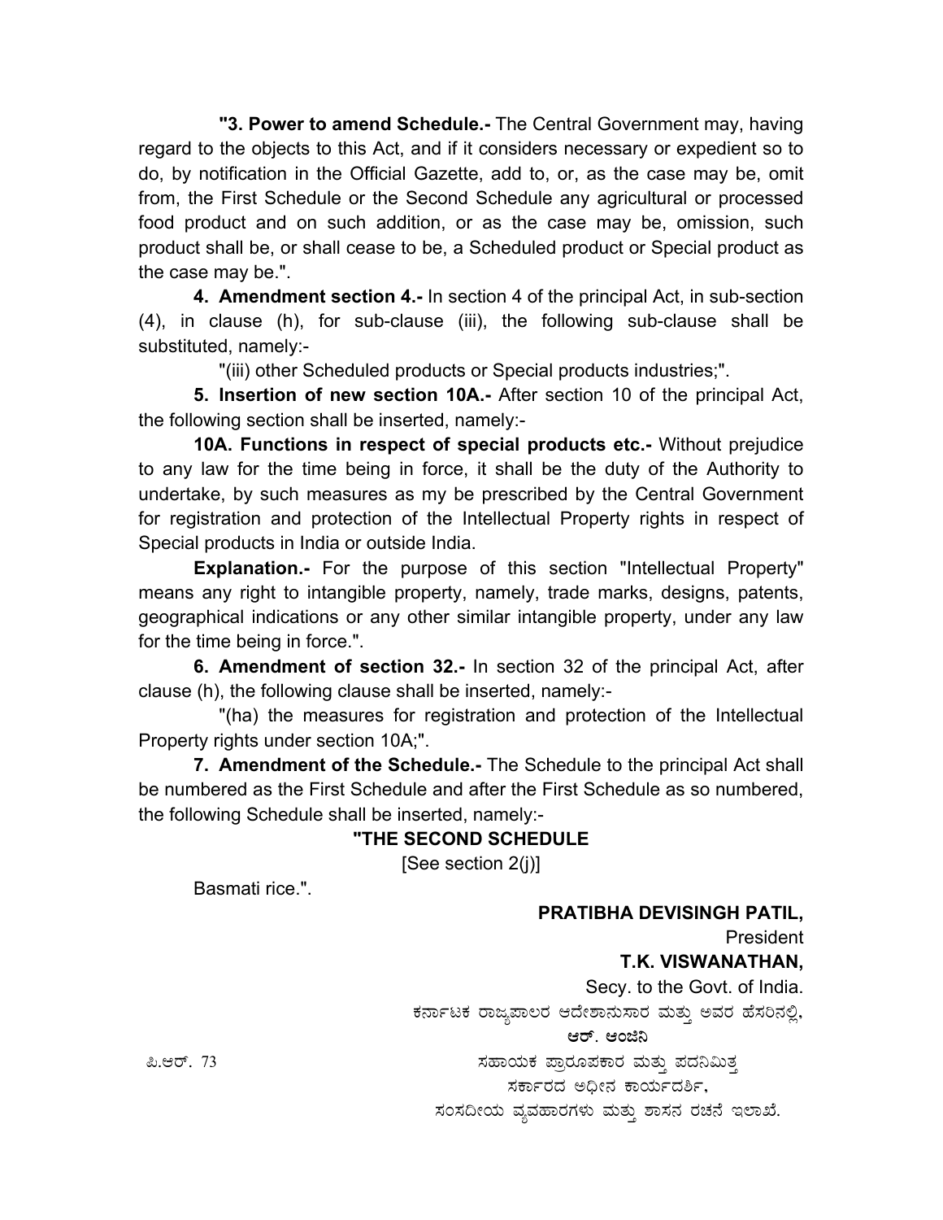**"3. Power to amend Schedule.-** The Central Government may, having regard to the objects to this Act, and if it considers necessary or expedient so to do, by notification in the Official Gazette, add to, or, as the case may be, omit from, the First Schedule or the Second Schedule any agricultural or processed food product and on such addition, or as the case may be, omission, such product shall be, or shall cease to be, a Scheduled product or Special product as the case may be.".

**4. Amendment section 4.-** In section 4 of the principal Act, in sub-section (4), in clause (h), for sub-clause (iii), the following sub-clause shall be substituted, namely:-

"(iii) other Scheduled products or Special products industries;".

**5. Insertion of new section 10A.-** After section 10 of the principal Act, the following section shall be inserted, namely:-

**10A. Functions in respect of special products etc.-** Without prejudice to any law for the time being in force, it shall be the duty of the Authority to undertake, by such measures as my be prescribed by the Central Government for registration and protection of the Intellectual Property rights in respect of Special products in India or outside India.

**Explanation.-** For the purpose of this section "Intellectual Property" means any right to intangible property, namely, trade marks, designs, patents, geographical indications or any other similar intangible property, under any law for the time being in force.".

**6. Amendment of section 32.-** In section 32 of the principal Act, after clause (h), the following clause shall be inserted, namely:-

"(ha) the measures for registration and protection of the Intellectual Property rights under section 10A;".

**7. Amendment of the Schedule.-** The Schedule to the principal Act shall be numbered as the First Schedule and after the First Schedule as so numbered, the following Schedule shall be inserted, namely:-

**"THE SECOND SCHEDULE**

[See section 2(j)]

Basmati rice.".

**PRATIBHA DEVISINGH PATIL,**
President

**T.K. VISWANATHAN,**
Secy. to the Govt. of India.

ಕರ್ನಾಟಕ ರಾಜ್ಯಪಾಲರ ಆದೇಶಾನುಸಾರ ಮತ್ತು ಅವರ ಹೆಸರಿನಲ್ಲಿ,

**ಆರ್. ಆಂಜಿನಿ**

ಸಹಾಯಕ ಪ್ರಾರೂಪಕಾರ ಮತ್ತು ಪದನಿಮಿತ್ತ
ಸರ್ಕಾರದ ಅಧೀನ ಕಾರ್ಯದರ್ಶಿ,
ಸಂಸದೀಯ ವ್ಯವಹಾರಗಳು ಮತ್ತು ಶಾಸನ ರಚನೆ ಇಲಾಖೆ.

ಪಿ.ಆರ್. 73